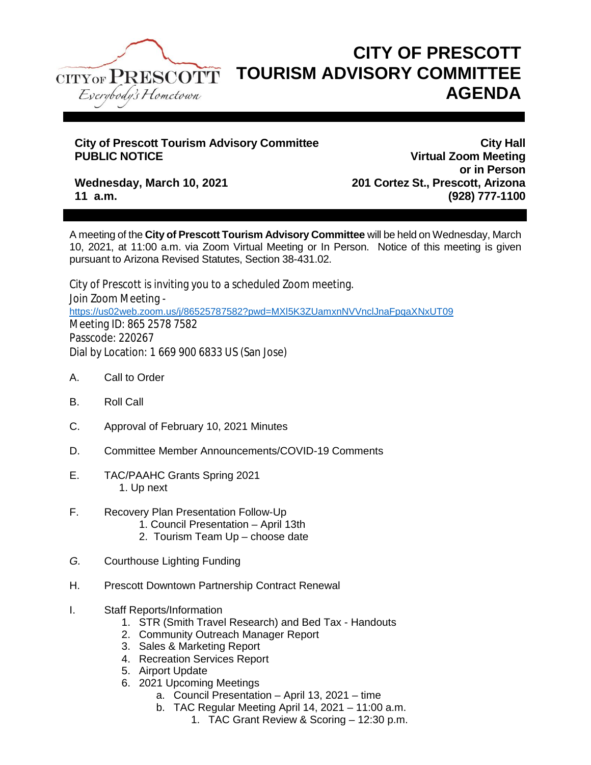CITY OF PRESCOTT
Everybody's Hometown

# CITY OF PRESCOTT TOURISM ADVISORY COMMITTEE AGENDA

**City of Prescott Tourism Advisory Committee**
**PUBLIC NOTICE**

**Wednesday, March 10, 2021**
**11 a.m.**

**City Hall**
**Virtual Zoom Meeting**
**or in Person**
**201 Cortez St., Prescott, Arizona**
**(928) 777-1100**

A meeting of the **City of Prescott Tourism Advisory Committee** will be held on Wednesday, March 10, 2021, at 11:00 a.m. via Zoom Virtual Meeting or In Person. Notice of this meeting is given pursuant to Arizona Revised Statutes, Section 38-431.02.

City of Prescott is inviting you to a scheduled Zoom meeting.
Join Zoom Meeting -
https://us02web.zoom.us/j/86525787582?pwd=MXl5K3ZUamxnNVVnclJnaFpqaXNxUT09
Meeting ID: 865 2578 7582
Passcode: 220267
Dial by Location: 1 669 900 6833 US (San Jose)

A. Call to Order

B. Roll Call

C. Approval of February 10, 2021 Minutes

D. Committee Member Announcements/COVID-19 Comments

E. TAC/PAAHC Grants Spring 2021
   1. Up next

F. Recovery Plan Presentation Follow-Up
   1. Council Presentation – April 13th
   2. Tourism Team Up – choose date

*G.* Courthouse Lighting Funding

H. Prescott Downtown Partnership Contract Renewal

I. Staff Reports/Information
   1. STR (Smith Travel Research) and Bed Tax - Handouts
   2. Community Outreach Manager Report
   3. Sales & Marketing Report
   4. Recreation Services Report
   5. Airport Update
   6. 2021 Upcoming Meetings
      a. Council Presentation – April 13, 2021 – time
      b. TAC Regular Meeting April 14, 2021 – 11:00 a.m.
         1. TAC Grant Review & Scoring – 12:30 p.m.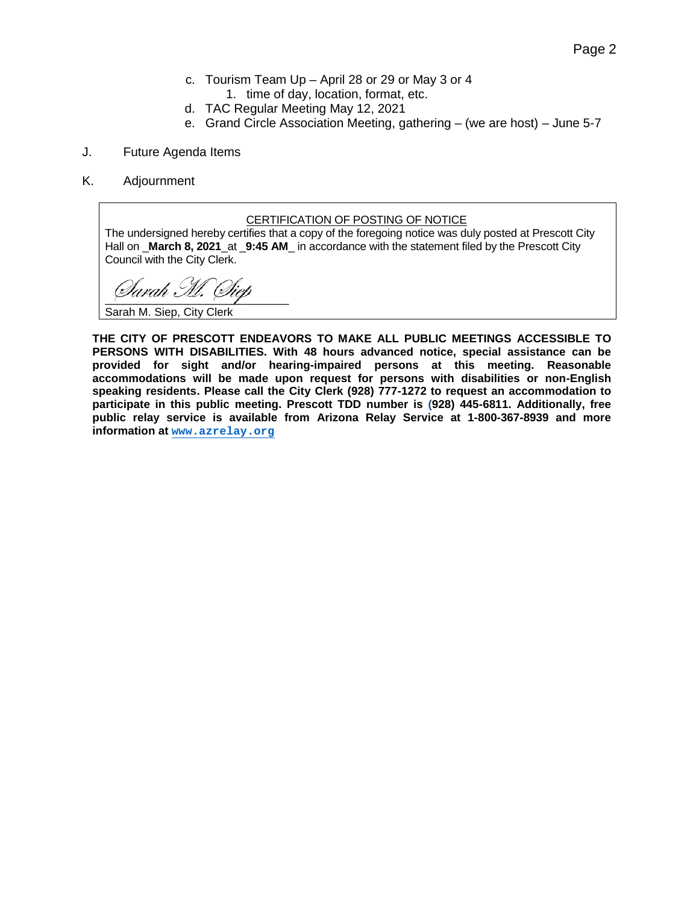c. Tourism Team Up – April 28 or 29 or May 3 or 4
   1. time of day, location, format, etc.
d. TAC Regular Meeting May 12, 2021
e. Grand Circle Association Meeting, gathering – (we are host) – June 5-7

J. Future Agenda Items

K. Adjournment

CERTIFICATION OF POSTING OF NOTICE

The undersigned hereby certifies that a copy of the foregoing notice was duly posted at Prescott City Hall on _**March 8, 2021**_at _**9:45 AM**_ in accordance with the statement filed by the Prescott City Council with the City Clerk.

*Sarah M. Siep*

Sarah M. Siep, City Clerk

**THE CITY OF PRESCOTT ENDEAVORS TO MAKE ALL PUBLIC MEETINGS ACCESSIBLE TO PERSONS WITH DISABILITIES. With 48 hours advanced notice, special assistance can be provided for sight and/or hearing-impaired persons at this meeting. Reasonable accommodations will be made upon request for persons with disabilities or non-English speaking residents. Please call the City Clerk (928) 777-1272 to request an accommodation to participate in this public meeting. Prescott TDD number is (928) 445-6811. Additionally, free public relay service is available from Arizona Relay Service at 1-800-367-8939 and more information at www.azrelay.org**